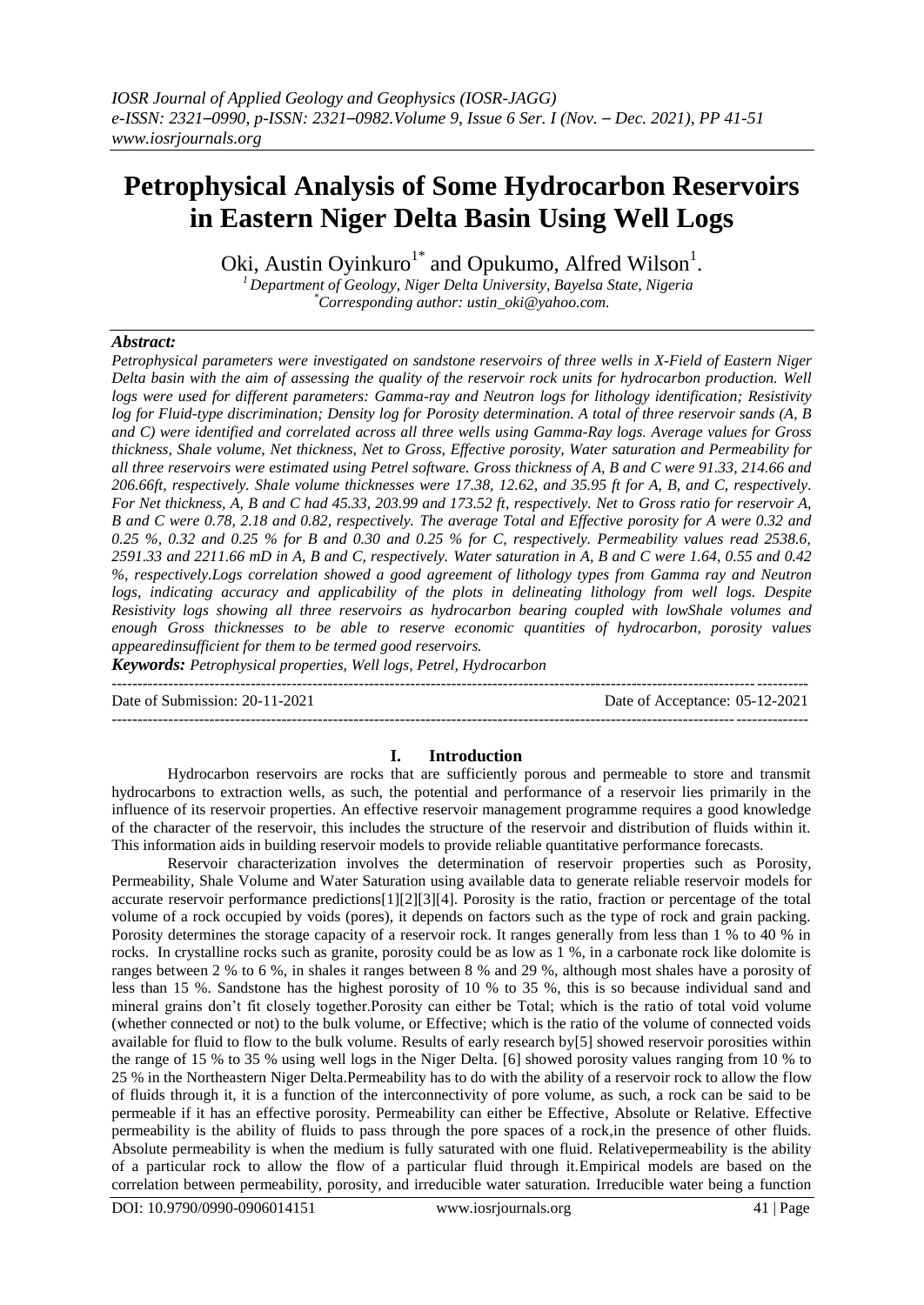# Petrophysical Analysis of Some Hydrocarbon Reservoirs in Eastern Niger Delta Basin Using Well Logs

Oki, Austin Oyinkuro[1*] and Opukumo, Alfred Wilson[1].

[1] Department of Geology, Niger Delta University, Bayelsa State, Nigeria

[*] Corresponding author: ustin_oki@yahoo.com.

## Abstract:

*Petrophysical parameters were investigated on sandstone reservoirs of three wells in X-Field of Eastern Niger Delta basin with the aim of assessing the quality of the reservoir rock units for hydrocarbon production. Well logs were used for different parameters: Gamma-ray and Neutron logs for lithology identification; Resistivity log for Fluid-type discrimination; Density log for Porosity determination. A total of three reservoir sands (A, B and C) were identified and correlated across all three wells using Gamma-Ray logs. Average values for Gross thickness, Shale volume, Net thickness, Net to Gross, Effective porosity, Water saturation and Permeability for all three reservoirs were estimated using Petrel software. Gross thickness of A, B and C were 91.33, 214.66 and 206.66ft, respectively. Shale volume thicknesses were 17.38, 12.62, and 35.95 ft for A, B, and C, respectively. For Net thickness, A, B and C had 45.33, 203.99 and 173.52 ft, respectively. Net to Gross ratio for reservoir A, B and C were 0.78, 2.18 and 0.82, respectively. The average Total and Effective porosity for A were 0.32 and 0.25 %, 0.32 and 0.25 % for B and 0.30 and 0.25 % for C, respectively. Permeability values read 2538.6, 2591.33 and 2211.66 mD in A, B and C, respectively. Water saturation in A, B and C were 1.64, 0.55 and 0.42 %, respectively.Logs correlation showed a good agreement of lithology types from Gamma ray and Neutron logs, indicating accuracy and applicability of the plots in delineating lithology from well logs. Despite Resistivity logs showing all three reservoirs as hydrocarbon bearing coupled with lowShale volumes and enough Gross thicknesses to be able to reserve economic quantities of hydrocarbon, porosity values appearedinsufficient for them to be termed good reservoirs.*

***Keywords:*** *Petrophysical properties, Well logs, Petrel, Hydrocarbon*

---

Date of Submission: 20-11-2021 — Date of Acceptance: 05-12-2021

---

## I. Introduction

Hydrocarbon reservoirs are rocks that are sufficiently porous and permeable to store and transmit hydrocarbons to extraction wells, as such, the potential and performance of a reservoir lies primarily in the influence of its reservoir properties. An effective reservoir management programme requires a good knowledge of the character of the reservoir, this includes the structure of the reservoir and distribution of fluids within it. This information aids in building reservoir models to provide reliable quantitative performance forecasts.

Reservoir characterization involves the determination of reservoir properties such as Porosity, Permeability, Shale Volume and Water Saturation using available data to generate reliable reservoir models for accurate reservoir performance predictions[1][2][3][4]. Porosity is the ratio, fraction or percentage of the total volume of a rock occupied by voids (pores), it depends on factors such as the type of rock and grain packing. Porosity determines the storage capacity of a reservoir rock. It ranges generally from less than 1 % to 40 % in rocks. In crystalline rocks such as granite, porosity could be as low as 1 %, in a carbonate rock like dolomite is ranges between 2 % to 6 %, in shales it ranges between 8 % and 29 %, although most shales have a porosity of less than 15 %. Sandstone has the highest porosity of 10 % to 35 %, this is so because individual sand and mineral grains don't fit closely together.Porosity can either be Total; which is the ratio of total void volume (whether connected or not) to the bulk volume, or Effective; which is the ratio of the volume of connected voids available for fluid to flow to the bulk volume. Results of early research by[5] showed reservoir porosities within the range of 15 % to 35 % using well logs in the Niger Delta. [6] showed porosity values ranging from 10 % to 25 % in the Northeastern Niger Delta.Permeability has to do with the ability of a reservoir rock to allow the flow of fluids through it, it is a function of the interconnectivity of pore volume, as such, a rock can be said to be permeable if it has an effective porosity. Permeability can either be Effective, Absolute or Relative. Effective permeability is the ability of fluids to pass through the pore spaces of a rock,in the presence of other fluids. Absolute permeability is when the medium is fully saturated with one fluid. Relativepermeability is the ability of a particular rock to allow the flow of a particular fluid through it.Empirical models are based on the correlation between permeability, porosity, and irreducible water saturation. Irreducible water being a function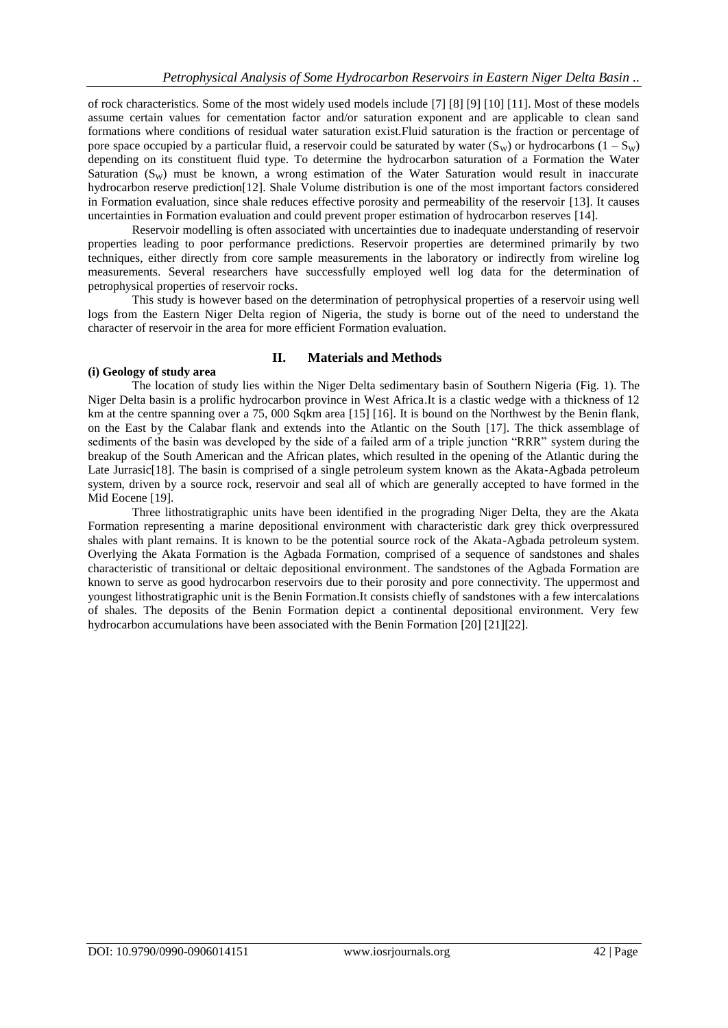of rock characteristics. Some of the most widely used models include [7] [8] [9] [10] [11]. Most of these models assume certain values for cementation factor and/or saturation exponent and are applicable to clean sand formations where conditions of residual water saturation exist.Fluid saturation is the fraction or percentage of pore space occupied by a particular fluid, a reservoir could be saturated by water ($S_W$) or hydrocarbons ($1 – S_W$) depending on its constituent fluid type. To determine the hydrocarbon saturation of a Formation the Water Saturation ($S_W$) must be known, a wrong estimation of the Water Saturation would result in inaccurate hydrocarbon reserve prediction[12]. Shale Volume distribution is one of the most important factors considered in Formation evaluation, since shale reduces effective porosity and permeability of the reservoir [13]. It causes uncertainties in Formation evaluation and could prevent proper estimation of hydrocarbon reserves [14].

Reservoir modelling is often associated with uncertainties due to inadequate understanding of reservoir properties leading to poor performance predictions. Reservoir properties are determined primarily by two techniques, either directly from core sample measurements in the laboratory or indirectly from wireline log measurements. Several researchers have successfully employed well log data for the determination of petrophysical properties of reservoir rocks.

This study is however based on the determination of petrophysical properties of a reservoir using well logs from the Eastern Niger Delta region of Nigeria, the study is borne out of the need to understand the character of reservoir in the area for more efficient Formation evaluation.

## II. Materials and Methods

**(i) Geology of study area**

The location of study lies within the Niger Delta sedimentary basin of Southern Nigeria (Fig. 1). The Niger Delta basin is a prolific hydrocarbon province in West Africa.It is a clastic wedge with a thickness of 12 km at the centre spanning over a 75, 000 Sqkm area [15] [16]. It is bound on the Northwest by the Benin flank, on the East by the Calabar flank and extends into the Atlantic on the South [17]. The thick assemblage of sediments of the basin was developed by the side of a failed arm of a triple junction "RRR" system during the breakup of the South American and the African plates, which resulted in the opening of the Atlantic during the Late Jurrasic[18]. The basin is comprised of a single petroleum system known as the Akata-Agbada petroleum system, driven by a source rock, reservoir and seal all of which are generally accepted to have formed in the Mid Eocene [19].

Three lithostratigraphic units have been identified in the prograding Niger Delta, they are the Akata Formation representing a marine depositional environment with characteristic dark grey thick overpressured shales with plant remains. It is known to be the potential source rock of the Akata-Agbada petroleum system. Overlying the Akata Formation is the Agbada Formation, comprised of a sequence of sandstones and shales characteristic of transitional or deltaic depositional environment. The sandstones of the Agbada Formation are known to serve as good hydrocarbon reservoirs due to their porosity and pore connectivity. The uppermost and youngest lithostratigraphic unit is the Benin Formation.It consists chiefly of sandstones with a few intercalations of shales. The deposits of the Benin Formation depict a continental depositional environment. Very few hydrocarbon accumulations have been associated with the Benin Formation [20] [21][22].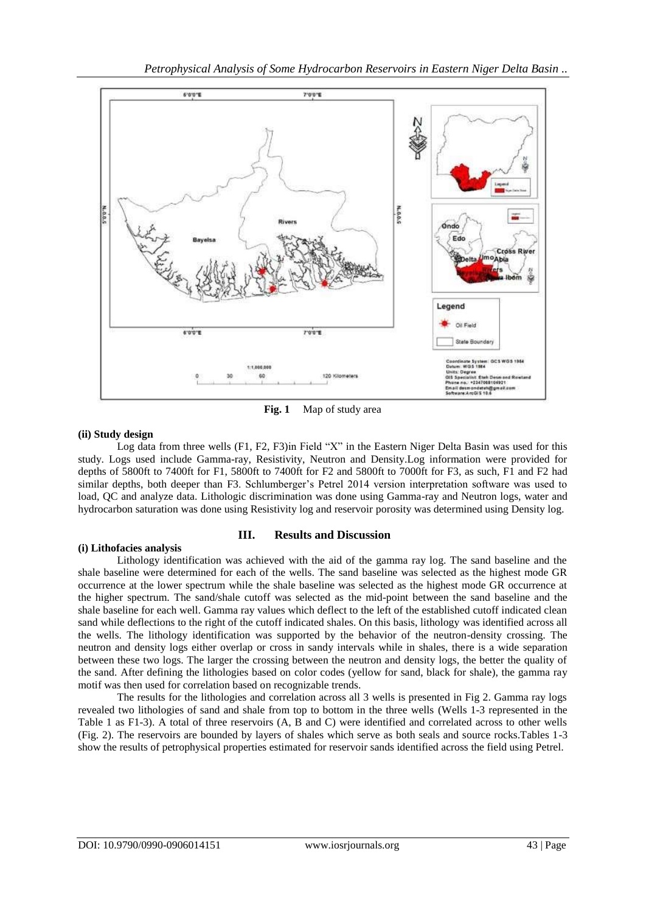**Fig. 1** Map of study area

**(ii) Study design**

Log data from three wells (F1, F2, F3)in Field "X" in the Eastern Niger Delta Basin was used for this study. Logs used include Gamma-ray, Resistivity, Neutron and Density.Log information were provided for depths of 5800ft to 7400ft for F1, 5800ft to 7400ft for F2 and 5800ft to 7000ft for F3, as such, F1 and F2 had similar depths, both deeper than F3. Schlumberger's Petrel 2014 version interpretation software was used to load, QC and analyze data. Lithologic discrimination was done using Gamma-ray and Neutron logs, water and hydrocarbon saturation was done using Resistivity log and reservoir porosity was determined using Density log.

## III. Results and Discussion

**(i) Lithofacies analysis**

Lithology identification was achieved with the aid of the gamma ray log. The sand baseline and the shale baseline were determined for each of the wells. The sand baseline was selected as the highest mode GR occurrence at the lower spectrum while the shale baseline was selected as the highest mode GR occurrence at the higher spectrum. The sand/shale cutoff was selected as the mid-point between the sand baseline and the shale baseline for each well. Gamma ray values which deflect to the left of the established cutoff indicated clean sand while deflections to the right of the cutoff indicated shales. On this basis, lithology was identified across all the wells. The lithology identification was supported by the behavior of the neutron-density crossing. The neutron and density logs either overlap or cross in sandy intervals while in shales, there is a wide separation between these two logs. The larger the crossing between the neutron and density logs, the better the quality of the sand. After defining the lithologies based on color codes (yellow for sand, black for shale), the gamma ray motif was then used for correlation based on recognizable trends.

The results for the lithologies and correlation across all 3 wells is presented in Fig 2. Gamma ray logs revealed two lithologies of sand and shale from top to bottom in the three wells (Wells 1-3 represented in the Table 1 as F1-3). A total of three reservoirs (A, B and C) were identified and correlated across to other wells (Fig. 2). The reservoirs are bounded by layers of shales which serve as both seals and source rocks.Tables 1-3 show the results of petrophysical properties estimated for reservoir sands identified across the field using Petrel.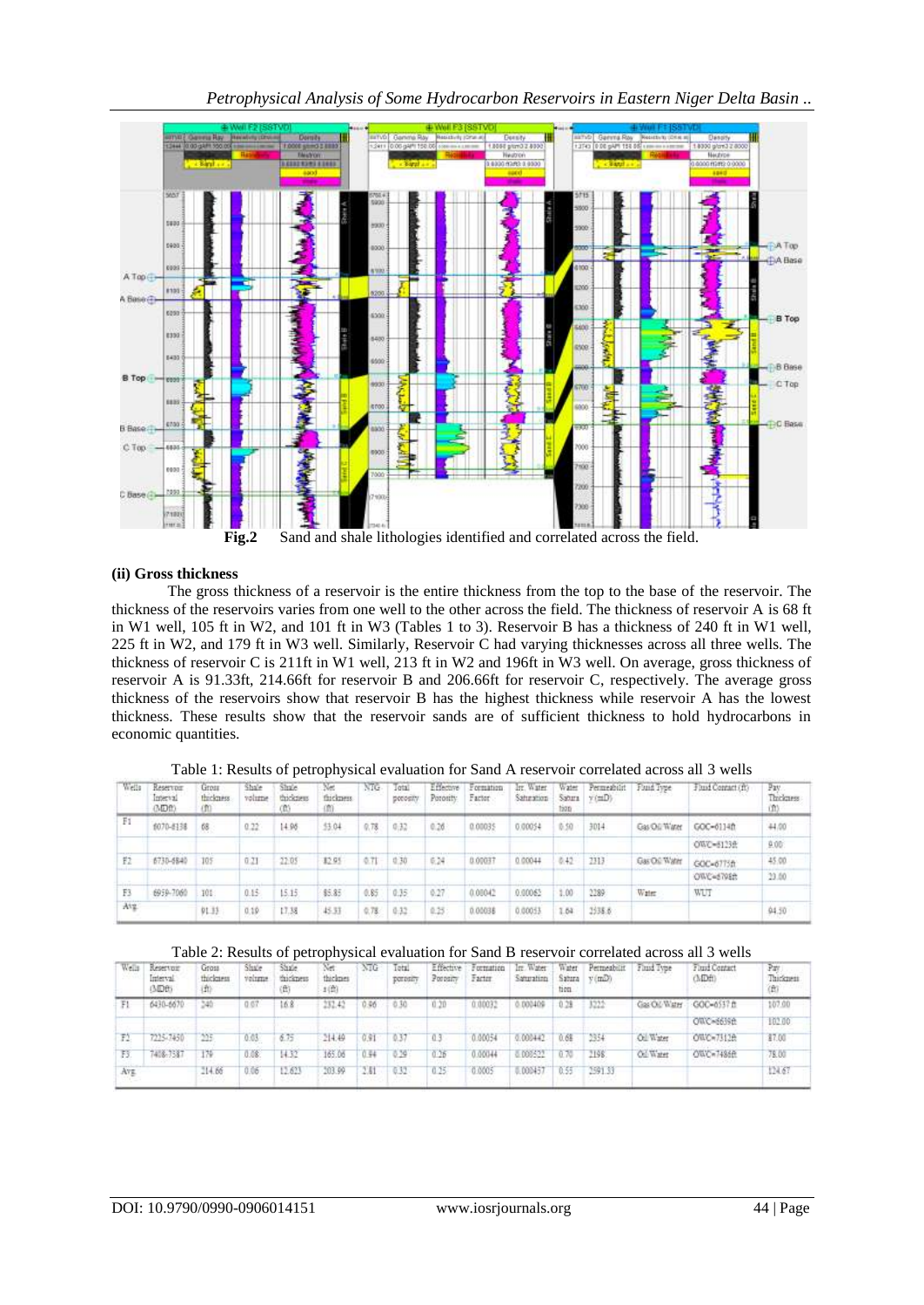**Fig.2** Sand and shale lithologies identified and correlated across the field.

**(ii) Gross thickness**

The gross thickness of a reservoir is the entire thickness from the top to the base of the reservoir. The thickness of the reservoirs varies from one well to the other across the field. The thickness of reservoir A is 68 ft in W1 well, 105 ft in W2, and 101 ft in W3 (Tables 1 to 3). Reservoir B has a thickness of 240 ft in W1 well, 225 ft in W2, and 179 ft in W3 well. Similarly, Reservoir C had varying thicknesses across all three wells. The thickness of reservoir C is 211ft in W1 well, 213 ft in W2 and 196ft in W3 well. On average, gross thickness of reservoir A is 91.33ft, 214.66ft for reservoir B and 206.66ft for reservoir C, respectively. The average gross thickness of the reservoirs show that reservoir B has the highest thickness while reservoir A has the lowest thickness. These results show that the reservoir sands are of sufficient thickness to hold hydrocarbons in economic quantities.

Table 1: Results of petrophysical evaluation for Sand A reservoir correlated across all 3 wells

| Wells | Reservoir Interval (MDft) | Gross thickness (ft) | Shale volume | Shale thickness (ft) | Net thickness (ft) | NTG | Total porosity | Effective Porosity | Formation Factor | Irr. Water Saturation | Water Saturation | Permeability (mD) | Fluid Type | Fluid Contact (ft) | Pay Thickness (ft) |
|---|---|---|---|---|---|---|---|---|---|---|---|---|---|---|---|
| F1 | 6070-6138 | 68 | 0.22 | 14.96 | 53.04 | 0.78 | 0.32 | 0.26 | 0.00035 | 0.00054 | 0.50 | 3014 | Gas/Oil/Water | GOC=6114ft | 44.00 |
| | | | | | | | | | | | | | | OWC=6123ft | 9.00 |
| F2 | 6730-6840 | 105 | 0.21 | 22.05 | 82.95 | 0.71 | 0.30 | 0.24 | 0.00037 | 0.00044 | 0.42 | 2313 | Gas/Oil/Water | GOC=6775ft | 45.00 |
| | | | | | | | | | | | | | | OWC=6798ft | 23.00 |
| F3 | 6959-7060 | 101 | 0.15 | 15.15 | 85.85 | 0.85 | 0.35 | 0.27 | 0.00042 | 0.00062 | 1.00 | 2289 | Water | WUT | |
| Avg. | | 91.33 | 0.19 | 17.38 | 45.33 | 0.78 | 0.32 | 0.25 | 0.00038 | 0.00053 | 1.64 | 2538.6 | | | 94.50 |

Table 2: Results of petrophysical evaluation for Sand B reservoir correlated across all 3 wells

| Wells | Reservoir Interval (MDft) | Gross thickness (ft) | Shale volume | Shale thickness (ft) | Net thickness (ft) | NTG | Total porosity | Effective Porosity | Formation Factor | Irr. Water Saturation | Water Saturation | Permeability (mD) | Fluid Type | Fluid Contact (MDft) | Pay Thickness (ft) |
|---|---|---|---|---|---|---|---|---|---|---|---|---|---|---|---|
| F1 | 6430-6670 | 240 | 0.07 | 16.8 | 232.42 | 0.96 | 0.30 | 0.20 | 0.00032 | 0.000409 | 0.28 | 3222 | Gas/Oil/Water | GOC=6537ft | 107.00 |
| | | | | | | | | | | | | | | OWC=6639ft | 102.00 |
| F2 | 7225-7450 | 225 | 0.03 | 6.75 | 214.49 | 0.91 | 0.37 | 0.3 | 0.00054 | 0.000442 | 0.68 | 2354 | Oil/Water | OWC=7312ft | 87.00 |
| F3 | 7408-7587 | 179 | 0.08 | 14.32 | 165.06 | 0.94 | 0.29 | 0.26 | 0.00044 | 0.000522 | 0.70 | 2198 | Oil/Water | OWC=7486ft | 78.00 |
| Avg. | | 214.66 | 0.06 | 12.623 | 203.99 | 2.81 | 0.32 | 0.25 | 0.0005 | 0.000457 | 0.55 | 2591.33 | | | 124.67 |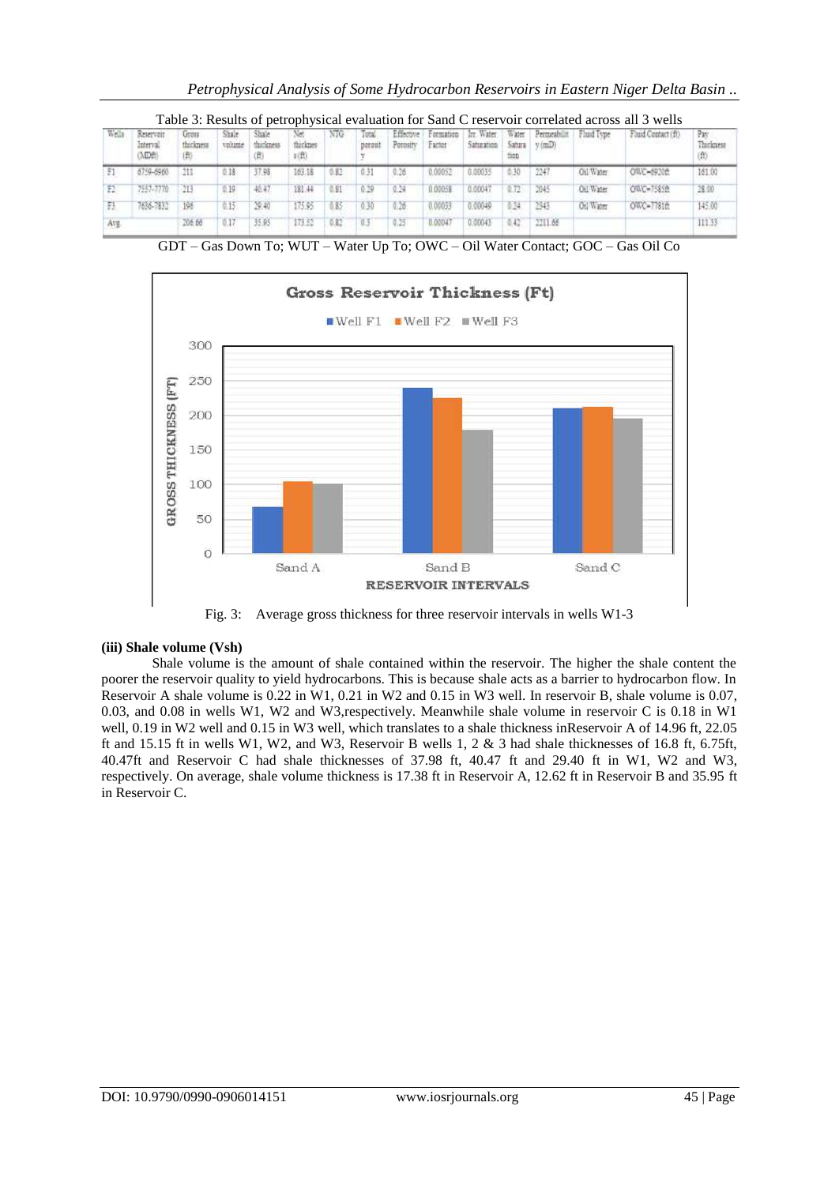Table 3: Results of petrophysical evaluation for Sand C reservoir correlated across all 3 wells

| Wells | Reservoir Interval (MDft) | Gross thickness (ft) | Shale volume | Shale thickness (ft) | Net thickness (ft) | NTG | Total porosity | Effective Porosity | Formation Factor | Irr. Water Saturation | Water Saturation | Permeability (mD) | Fluid Type | Fluid Contact (ft) | Pay Thickness (ft) |
|---|---|---|---|---|---|---|---|---|---|---|---|---|---|---|---|
| F1 | 6759-6960 | 211 | 0.18 | 37.98 | 163.18 | 0.82 | 0.31 | 0.26 | 0.00052 | 0.00035 | 0.30 | 2247 | Oil/Water | OWC=6920ft | 161.00 |
| F2 | 7557-7770 | 213 | 0.19 | 40.47 | 181.44 | 0.81 | 0.29 | 0.24 | 0.00058 | 0.00047 | 0.72 | 2045 | Oil/Water | OWC=7585ft | 28.00 |
| F3 | 7636-7832 | 196 | 0.15 | 29.40 | 175.95 | 0.85 | 0.30 | 0.26 | 0.00033 | 0.00049 | 0.24 | 2343 | Oil/Water | OWC=7781ft | 145.00 |
| Avg | | 206.66 | 0.17 | 35.95 | 173.52 | 0.82 | 0.3 | 0.25 | 0.00047 | 0.00043 | 0.42 | 2211.66 | | | 111.33 |

GDT – Gas Down To; WUT – Water Up To; OWC – Oil Water Contact; GOC – Gas Oil Co

Fig. 3: Average gross thickness for three reservoir intervals in wells W1-3

**(iii) Shale volume (Vsh)**

Shale volume is the amount of shale contained within the reservoir. The higher the shale content the poorer the reservoir quality to yield hydrocarbons. This is because shale acts as a barrier to hydrocarbon flow. In Reservoir A shale volume is 0.22 in W1, 0.21 in W2 and 0.15 in W3 well. In reservoir B, shale volume is 0.07, 0.03, and 0.08 in wells W1, W2 and W3,respectively. Meanwhile shale volume in reservoir C is 0.18 in W1 well, 0.19 in W2 well and 0.15 in W3 well, which translates to a shale thickness inReservoir A of 14.96 ft, 22.05 ft and 15.15 ft in wells W1, W2, and W3, Reservoir B wells 1, 2 & 3 had shale thicknesses of 16.8 ft, 6.75ft, 40.47ft and Reservoir C had shale thicknesses of 37.98 ft, 40.47 ft and 29.40 ft in W1, W2 and W3, respectively. On average, shale volume thickness is 17.38 ft in Reservoir A, 12.62 ft in Reservoir B and 35.95 ft in Reservoir C.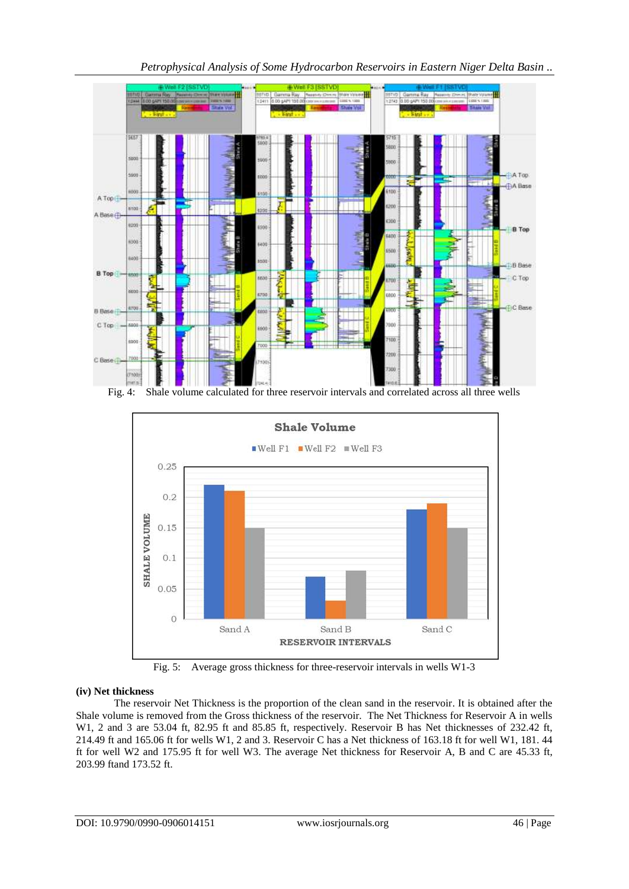Fig. 4: Shale volume calculated for three reservoir intervals and correlated across all three wells

Fig. 5: Average gross thickness for three-reservoir intervals in wells W1-3

**(iv) Net thickness**

The reservoir Net Thickness is the proportion of the clean sand in the reservoir. It is obtained after the Shale volume is removed from the Gross thickness of the reservoir. The Net Thickness for Reservoir A in wells W1, 2 and 3 are 53.04 ft, 82.95 ft and 85.85 ft, respectively. Reservoir B has Net thicknesses of 232.42 ft, 214.49 ft and 165.06 ft for wells W1, 2 and 3. Reservoir C has a Net thickness of 163.18 ft for well W1, 181. 44 ft for well W2 and 175.95 ft for well W3. The average Net thickness for Reservoir A, B and C are 45.33 ft, 203.99 ftand 173.52 ft.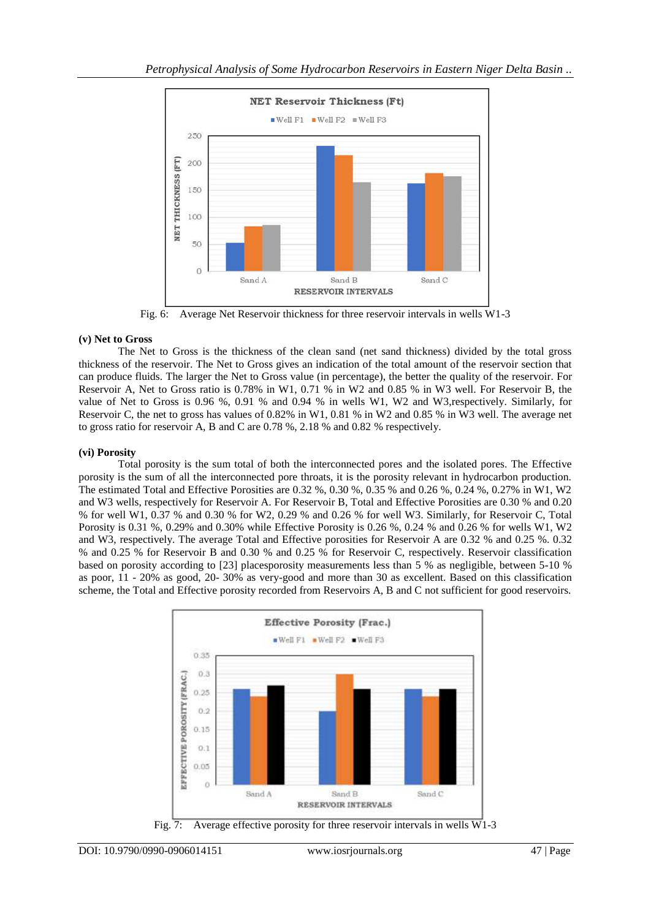Fig. 6: Average Net Reservoir thickness for three reservoir intervals in wells W1-3

**(v) Net to Gross**

The Net to Gross is the thickness of the clean sand (net sand thickness) divided by the total gross thickness of the reservoir. The Net to Gross gives an indication of the total amount of the reservoir section that can produce fluids. The larger the Net to Gross value (in percentage), the better the quality of the reservoir. For Reservoir A, Net to Gross ratio is 0.78% in W1, 0.71 % in W2 and 0.85 % in W3 well. For Reservoir B, the value of Net to Gross is 0.96 %, 0.91 % and 0.94 % in wells W1, W2 and W3,respectively. Similarly, for Reservoir C, the net to gross has values of 0.82% in W1, 0.81 % in W2 and 0.85 % in W3 well. The average net to gross ratio for reservoir A, B and C are 0.78 %, 2.18 % and 0.82 % respectively.

**(vi) Porosity**

Total porosity is the sum total of both the interconnected pores and the isolated pores. The Effective porosity is the sum of all the interconnected pore throats, it is the porosity relevant in hydrocarbon production. The estimated Total and Effective Porosities are 0.32 %, 0.30 %, 0.35 % and 0.26 %, 0.24 %, 0.27% in W1, W2 and W3 wells, respectively for Reservoir A. For Reservoir B, Total and Effective Porosities are 0.30 % and 0.20 % for well W1, 0.37 % and 0.30 % for W2, 0.29 % and 0.26 % for well W3. Similarly, for Reservoir C, Total Porosity is 0.31 %, 0.29% and 0.30% while Effective Porosity is 0.26 %, 0.24 % and 0.26 % for wells W1, W2 and W3, respectively. The average Total and Effective porosities for Reservoir A are 0.32 % and 0.25 %. 0.32 % and 0.25 % for Reservoir B and 0.30 % and 0.25 % for Reservoir C, respectively. Reservoir classification based on porosity according to [23] placesporosity measurements less than 5 % as negligible, between 5-10 % as poor, 11 - 20% as good, 20- 30% as very-good and more than 30 as excellent. Based on this classification scheme, the Total and Effective porosity recorded from Reservoirs A, B and C not sufficient for good reservoirs.

Fig. 7: Average effective porosity for three reservoir intervals in wells W1-3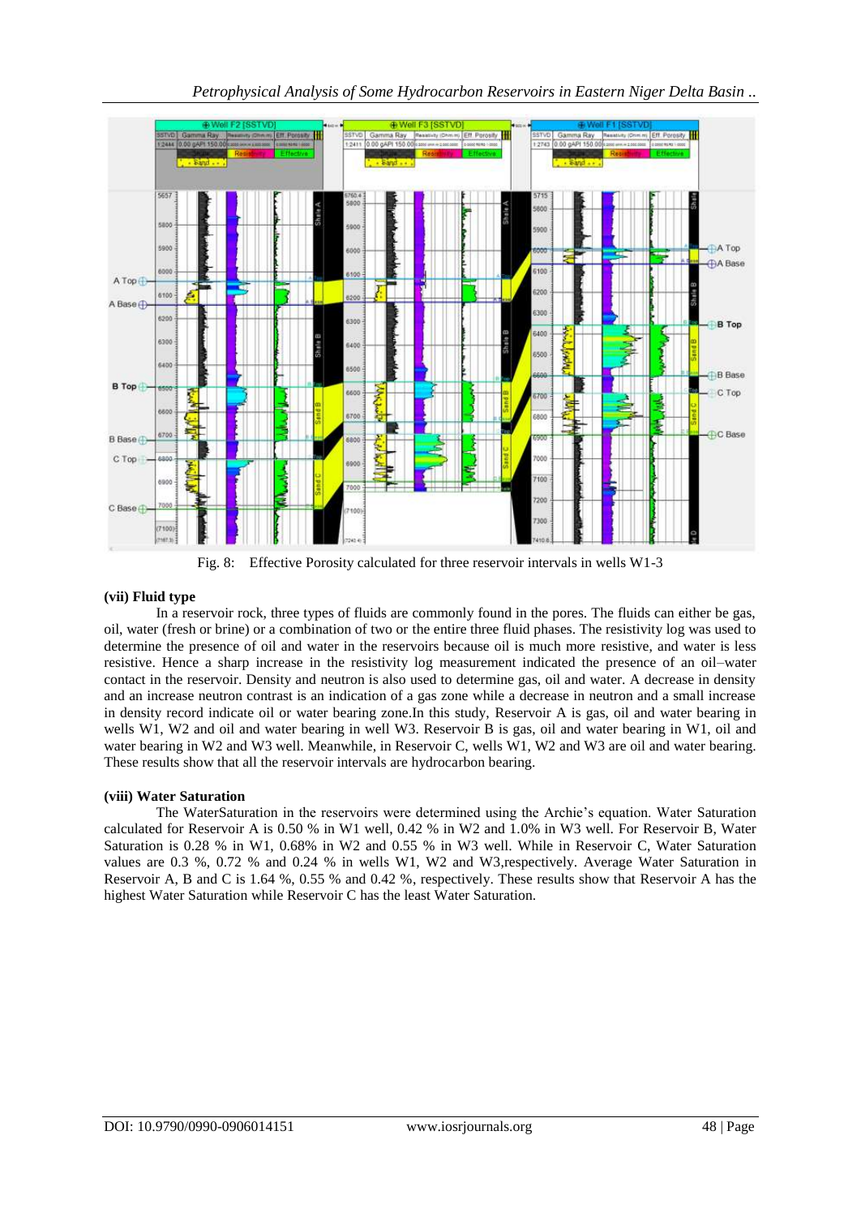Fig. 8: Effective Porosity calculated for three reservoir intervals in wells W1-3

**(vii) Fluid type**

In a reservoir rock, three types of fluids are commonly found in the pores. The fluids can either be gas, oil, water (fresh or brine) or a combination of two or the entire three fluid phases. The resistivity log was used to determine the presence of oil and water in the reservoirs because oil is much more resistive, and water is less resistive. Hence a sharp increase in the resistivity log measurement indicated the presence of an oil–water contact in the reservoir. Density and neutron is also used to determine gas, oil and water. A decrease in density and an increase neutron contrast is an indication of a gas zone while a decrease in neutron and a small increase in density record indicate oil or water bearing zone.In this study, Reservoir A is gas, oil and water bearing in wells W1, W2 and oil and water bearing in well W3. Reservoir B is gas, oil and water bearing in W1, oil and water bearing in W2 and W3 well. Meanwhile, in Reservoir C, wells W1, W2 and W3 are oil and water bearing. These results show that all the reservoir intervals are hydrocarbon bearing.

**(viii) Water Saturation**

The WaterSaturation in the reservoirs were determined using the Archie's equation. Water Saturation calculated for Reservoir A is 0.50 % in W1 well, 0.42 % in W2 and 1.0% in W3 well. For Reservoir B, Water Saturation is 0.28 % in W1, 0.68% in W2 and 0.55 % in W3 well. While in Reservoir C, Water Saturation values are 0.3 %, 0.72 % and 0.24 % in wells W1, W2 and W3,respectively. Average Water Saturation in Reservoir A, B and C is 1.64 %, 0.55 % and 0.42 %, respectively. These results show that Reservoir A has the highest Water Saturation while Reservoir C has the least Water Saturation.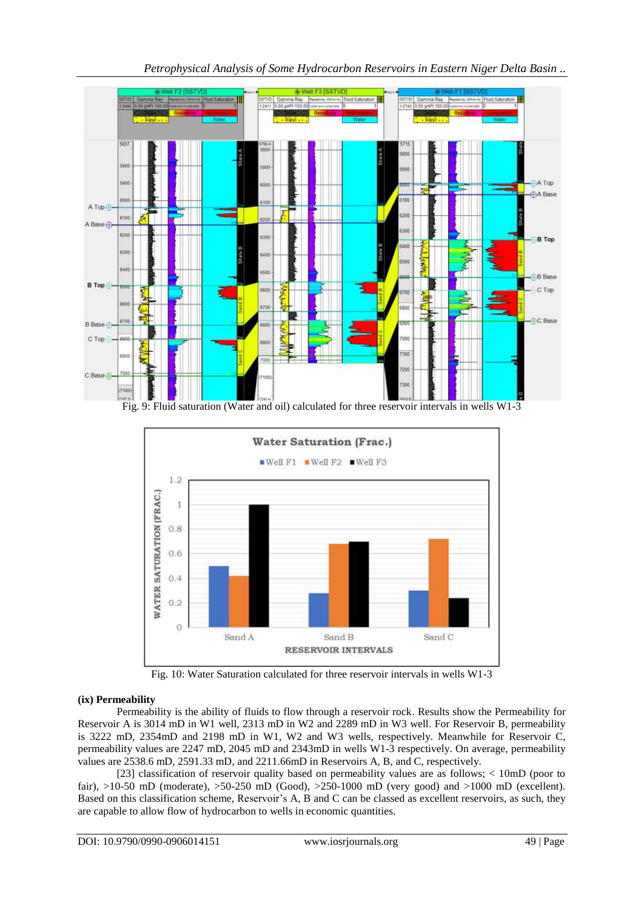Fig. 9: Fluid saturation (Water and oil) calculated for three reservoir intervals in wells W1-3

Fig. 10: Water Saturation calculated for three reservoir intervals in wells W1-3

**(ix) Permeability**

Permeability is the ability of fluids to flow through a reservoir rock. Results show the Permeability for Reservoir A is 3014 mD in W1 well, 2313 mD in W2 and 2289 mD in W3 well. For Reservoir B, permeability is 3222 mD, 2354mD and 2198 mD in W1, W2 and W3 wells, respectively. Meanwhile for Reservoir C, permeability values are 2247 mD, 2045 mD and 2343mD in wells W1-3 respectively. On average, permeability values are 2538.6 mD, 2591.33 mD, and 2211.66mD in Reservoirs A, B, and C, respectively.

[23] classification of reservoir quality based on permeability values are as follows; < 10mD (poor to fair), >10-50 mD (moderate), >50-250 mD (Good), >250-1000 mD (very good) and >1000 mD (excellent). Based on this classification scheme, Reservoir's A, B and C can be classed as excellent reservoirs, as such, they are capable to allow flow of hydrocarbon to wells in economic quantities.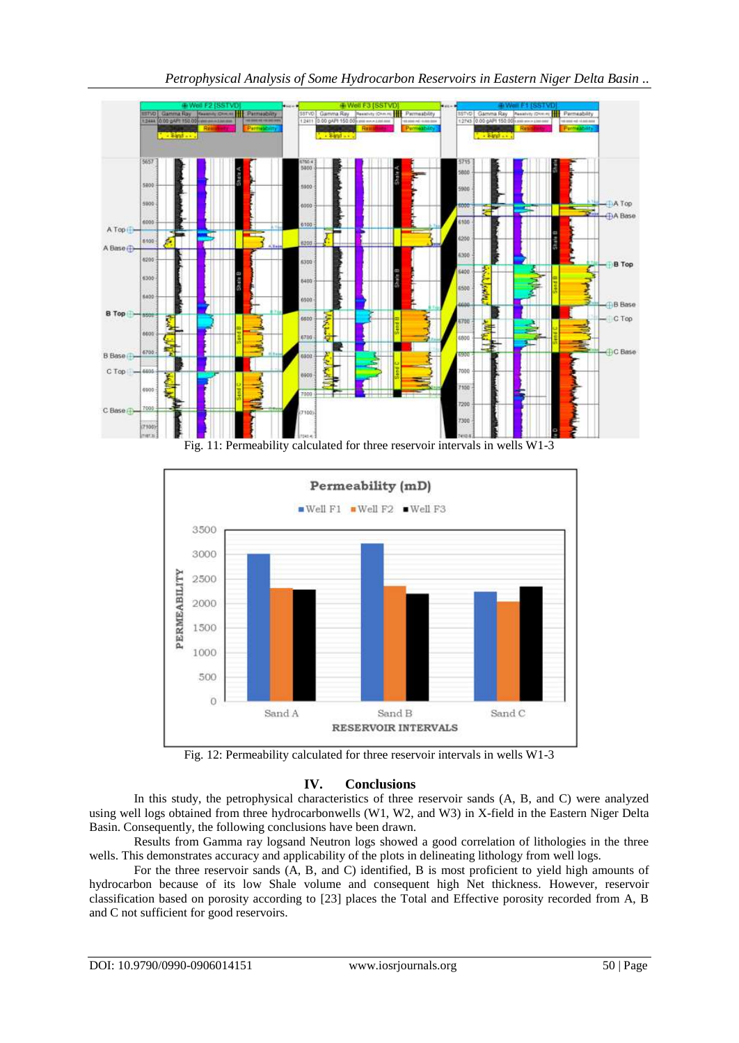Fig. 11: Permeability calculated for three reservoir intervals in wells W1-3

Fig. 12: Permeability calculated for three reservoir intervals in wells W1-3

## IV. Conclusions

In this study, the petrophysical characteristics of three reservoir sands (A, B, and C) were analyzed using well logs obtained from three hydrocarbonwells (W1, W2, and W3) in X-field in the Eastern Niger Delta Basin. Consequently, the following conclusions have been drawn.

Results from Gamma ray logsand Neutron logs showed a good correlation of lithologies in the three wells. This demonstrates accuracy and applicability of the plots in delineating lithology from well logs.

For the three reservoir sands (A, B, and C) identified, B is most proficient to yield high amounts of hydrocarbon because of its low Shale volume and consequent high Net thickness. However, reservoir classification based on porosity according to [23] places the Total and Effective porosity recorded from A, B and C not sufficient for good reservoirs.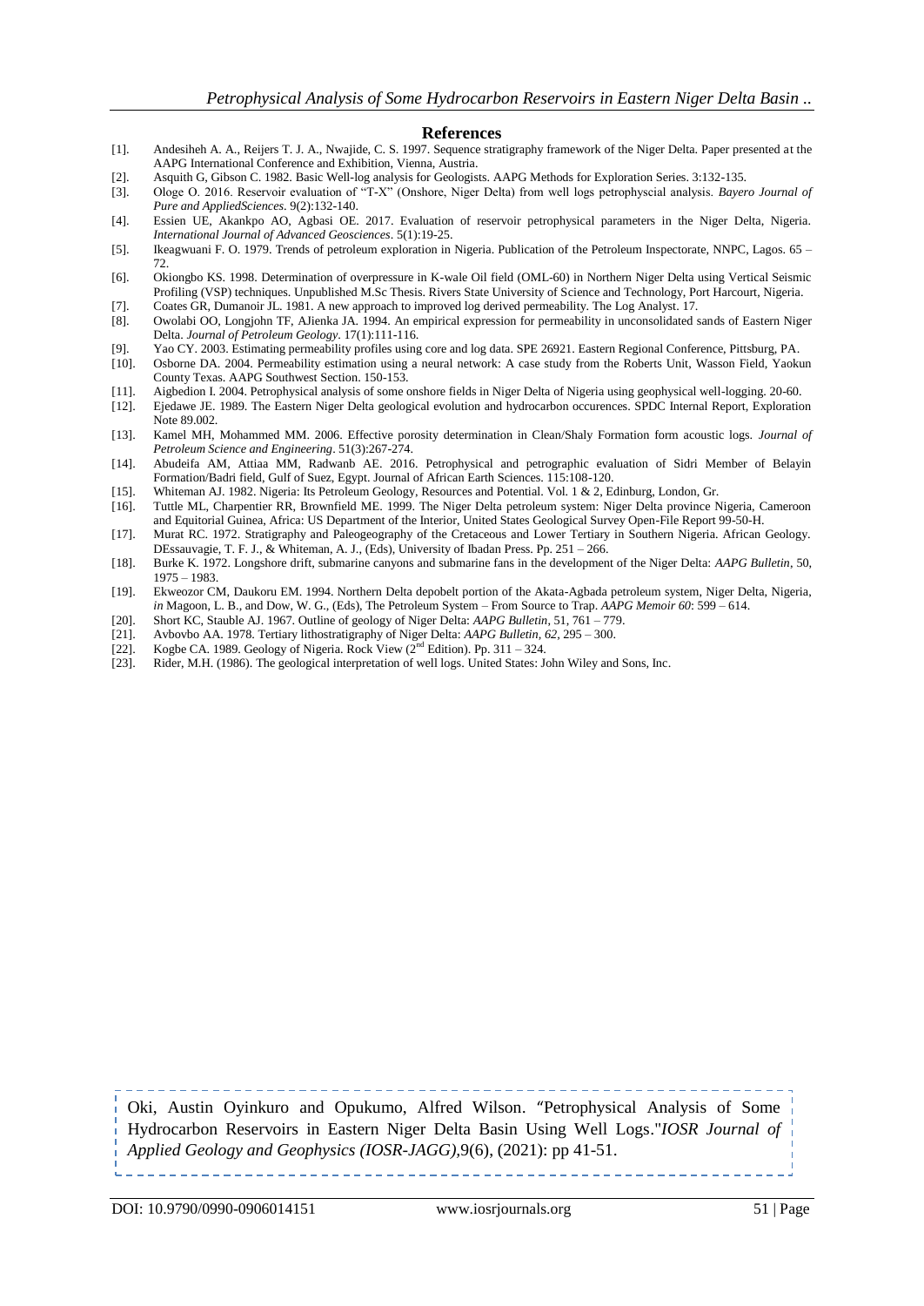## References

[1]. Andesiheh A. A., Reijers T. J. A., Nwajide, C. S. 1997. Sequence stratigraphy framework of the Niger Delta. Paper presented at the AAPG International Conference and Exhibition, Vienna, Austria.

[2]. Asquith G, Gibson C. 1982. Basic Well-log analysis for Geologists. AAPG Methods for Exploration Series. 3:132-135.

[3]. Ologe O. 2016. Reservoir evaluation of "T-X" (Onshore, Niger Delta) from well logs petrophyscial analysis. *Bayero Journal of Pure and AppliedSciences*. 9(2):132-140.

[4]. Essien UE, Akankpo AO, Agbasi OE. 2017. Evaluation of reservoir petrophysical parameters in the Niger Delta, Nigeria. *International Journal of Advanced Geosciences*. 5(1):19-25.

[5]. Ikeagwuani F. O. 1979. Trends of petroleum exploration in Nigeria. Publication of the Petroleum Inspectorate, NNPC, Lagos. 65 – 72.

[6]. Okiongbo KS. 1998. Determination of overpressure in K-wale Oil field (OML-60) in Northern Niger Delta using Vertical Seismic Profiling (VSP) techniques. Unpublished M.Sc Thesis. Rivers State University of Science and Technology, Port Harcourt, Nigeria.

[7]. Coates GR, Dumanoir JL. 1981. A new approach to improved log derived permeability. The Log Analyst. 17.

[8]. Owolabi OO, Longjohn TF, AJienka JA. 1994. An empirical expression for permeability in unconsolidated sands of Eastern Niger Delta. *Journal of Petroleum Geology*. 17(1):111-116.

[9]. Yao CY. 2003. Estimating permeability profiles using core and log data. SPE 26921. Eastern Regional Conference, Pittsburg, PA.

[10]. Osborne DA. 2004. Permeability estimation using a neural network: A case study from the Roberts Unit, Wasson Field, Yaokun County Texas. AAPG Southwest Section. 150-153.

[11]. Aigbedion I. 2004. Petrophysical analysis of some onshore fields in Niger Delta of Nigeria using geophysical well-logging. 20-60.

[12]. Ejedawe JE. 1989. The Eastern Niger Delta geological evolution and hydrocarbon occurences. SPDC Internal Report, Exploration Note 89.002.

[13]. Kamel MH, Mohammed MM. 2006. Effective porosity determination in Clean/Shaly Formation form acoustic logs. *Journal of Petroleum Science and Engineering*. 51(3):267-274.

[14]. Abudeifa AM, Attiaa MM, Radwanb AE. 2016. Petrophysical and petrographic evaluation of Sidri Member of Belayin Formation/Badri field, Gulf of Suez, Egypt. Journal of African Earth Sciences. 115:108-120.

[15]. Whiteman AJ. 1982. Nigeria: Its Petroleum Geology, Resources and Potential. Vol. 1 & 2, Edinburg, London, Gr.

[16]. Tuttle ML, Charpentier RR, Brownfield ME. 1999. The Niger Delta petroleum system: Niger Delta province Nigeria, Cameroon and Equitorial Guinea, Africa: US Department of the Interior, United States Geological Survey Open-File Report 99-50-H.

[17]. Murat RC. 1972. Stratigraphy and Paleogeography of the Cretaceous and Lower Tertiary in Southern Nigeria. African Geology. DEssauvagie, T. F. J., & Whiteman, A. J., (Eds), University of Ibadan Press. Pp. 251 – 266.

[18]. Burke K. 1972. Longshore drift, submarine canyons and submarine fans in the development of the Niger Delta: *AAPG Bulletin*, 50, 1975 – 1983.

[19]. Ekweozor CM, Daukoru EM. 1994. Northern Delta depobelt portion of the Akata-Agbada petroleum system, Niger Delta, Nigeria, *in* Magoon, L. B., and Dow, W. G., (Eds), The Petroleum System – From Source to Trap. *AAPG Memoir 60*: 599 – 614.

[20]. Short KC, Stauble AJ. 1967. Outline of geology of Niger Delta: *AAPG Bulletin*, 51, 761 – 779.

[21]. Avbovbo AA. 1978. Tertiary lithostratigraphy of Niger Delta: *AAPG Bulletin, 62*, 295 – 300.

[22]. Kogbe CA. 1989. Geology of Nigeria. Rock View (2nd Edition). Pp. 311 – 324.

[23]. Rider, M.H. (1986). The geological interpretation of well logs. United States: John Wiley and Sons, Inc.

Oki, Austin Oyinkuro and Opukumo, Alfred Wilson. "Petrophysical Analysis of Some Hydrocarbon Reservoirs in Eastern Niger Delta Basin Using Well Logs."*IOSR Journal of Applied Geology and Geophysics (IOSR-JAGG)*,9(6), (2021): pp 41-51.